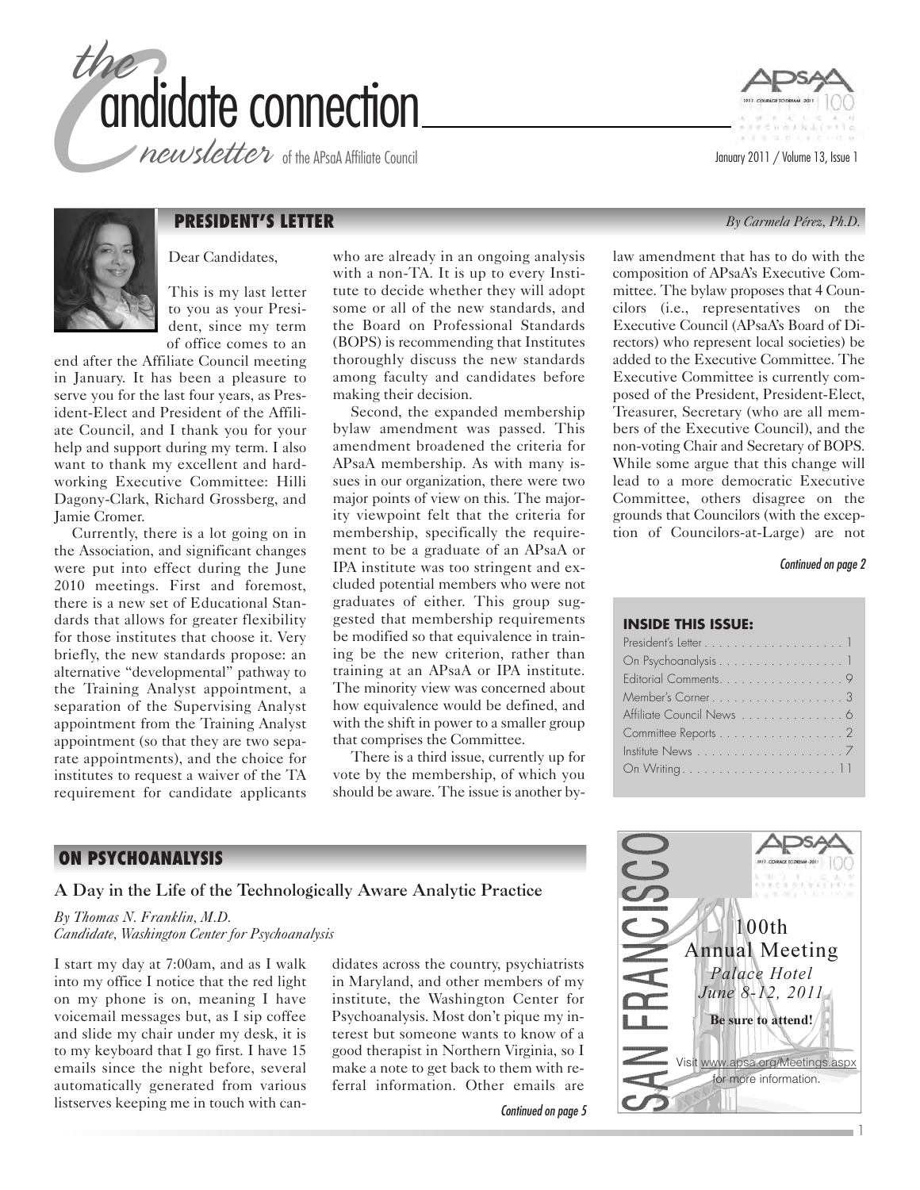# the candidate connection

*newsletter* of the APsaA Affiliate Council

January 2011 / Volume 13, Issue 1

## PRESIDENT'S LETTER

*By Carmela Pérez, Ph.D.*

Dear Candidates,

This is my last letter to you as your President, since my term of office comes to an end after the Affiliate Council meeting in January. It has been a pleasure to serve you for the last four years, as President-Elect and President of the Affiliate Council, and I thank you for your help and support during my term. I also want to thank my excellent and hardworking Executive Committee: Hilli Dagony-Clark, Richard Grossberg, and Jamie Cromer.

Currently, there is a lot going on in the Association, and significant changes were put into effect during the June 2010 meetings. First and foremost, there is a new set of Educational Standards that allows for greater flexibility for those institutes that choose it. Very briefly, the new standards propose: an alternative "developmental" pathway to the Training Analyst appointment, a separation of the Supervising Analyst appointment from the Training Analyst appointment (so that they are two separate appointments), and the choice for institutes to request a waiver of the TA requirement for candidate applicants who are already in an ongoing analysis with a non-TA. It is up to every Institute to decide whether they will adopt some or all of the new standards, and the Board on Professional Standards (BOPS) is recommending that Institutes thoroughly discuss the new standards among faculty and candidates before making their decision.

Second, the expanded membership bylaw amendment was passed. This amendment broadened the criteria for APsaA membership. As with many issues in our organization, there were two major points of view on this. The majority viewpoint felt that the criteria for membership, specifically the requirement to be a graduate of an APsaA or IPA institute was too stringent and excluded potential members who were not graduates of either. This group suggested that membership requirements be modified so that equivalence in training be the new criterion, rather than training at an APsaA or IPA institute. The minority view was concerned about how equivalence would be defined, and with the shift in power to a smaller group that comprises the Committee.

There is a third issue, currently up for vote by the membership, of which you should be aware. The issue is another bylaw amendment that has to do with the composition of APsaA's Executive Committee. The bylaw proposes that 4 Councilors (i.e., representatives on the Executive Council (APsaA's Board of Directors) who represent local societies) be added to the Executive Committee. The Executive Committee is currently composed of the President, President-Elect, Treasurer, Secretary (who are all members of the Executive Council), and the non-voting Chair and Secretary of BOPS. While some argue that this change will lead to a more democratic Executive Committee, others disagree on the grounds that Councilors (with the exception of Councilors-at-Large) are not

*Continued on page 2*

### INSIDE THIS ISSUE:

| | |
|---|---|
| President's Letter | 1 |
| On Psychoanalysis | 1 |
| Editorial Comments | 9 |
| Member's Corner | 3 |
| Affiliate Council News | 6 |
| Committee Reports | 2 |
| Institute News | 7 |
| On Writing | 11 |

## ON PSYCHOANALYSIS

### A Day in the Life of the Technologically Aware Analytic Practice

*By Thomas N. Franklin, M.D.*
*Candidate, Washington Center for Psychoanalysis*

I start my day at 7:00am, and as I walk into my office I notice that the red light on my phone is on, meaning I have voicemail messages but, as I sip coffee and slide my chair under my desk, it is to my keyboard that I go first. I have 15 emails since the night before, several automatically generated from various listserves keeping me in touch with candidates across the country, psychiatrists in Maryland, and other members of my institute, the Washington Center for Psychoanalysis. Most don't pique my interest but someone wants to know of a good therapist in Northern Virginia, so I make a note to get back to them with referral information. Other emails are

*Continued on page 5*

SAN FRANCISCO

100th Annual Meeting
*Palace Hotel*
*June 8-12, 2011*

**Be sure to attend!**

Visit www.apsa.org/Meetings.aspx for more information.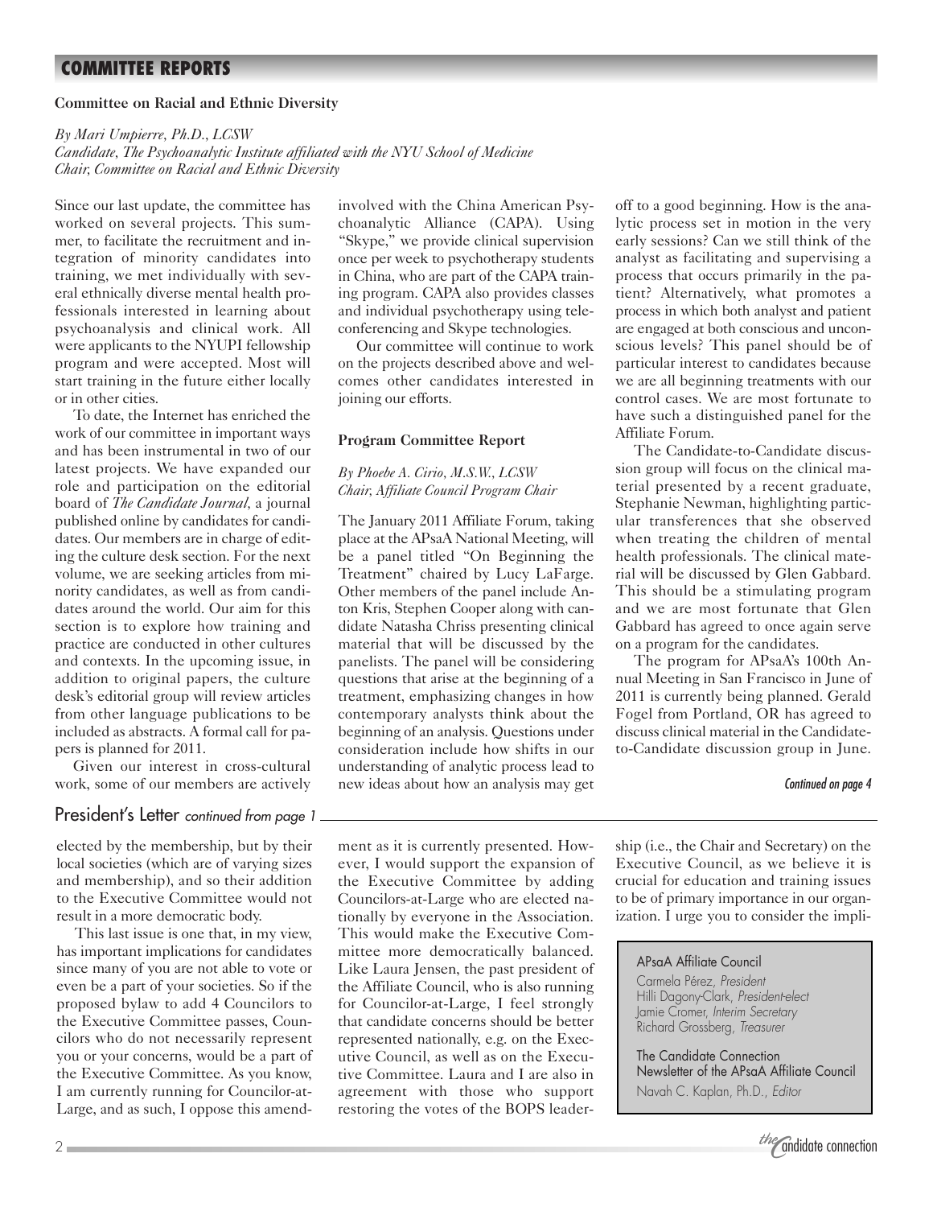## COMMITTEE REPORTS

### Committee on Racial and Ethnic Diversity

*By Mari Umpierre, Ph.D., LCSW*
*Candidate, The Psychoanalytic Institute affiliated with the NYU School of Medicine*
*Chair, Committee on Racial and Ethnic Diversity*

Since our last update, the committee has worked on several projects. This summer, to facilitate the recruitment and integration of minority candidates into training, we met individually with several ethnically diverse mental health professionals interested in learning about psychoanalysis and clinical work. All were applicants to the NYUPI fellowship program and were accepted. Most will start training in the future either locally or in other cities.

To date, the Internet has enriched the work of our committee in important ways and has been instrumental in two of our latest projects. We have expanded our role and participation on the editorial board of *The Candidate Journal,* a journal published online by candidates for candidates. Our members are in charge of editing the culture desk section. For the next volume, we are seeking articles from minority candidates, as well as from candidates around the world. Our aim for this section is to explore how training and practice are conducted in other cultures and contexts. In the upcoming issue, in addition to original papers, the culture desk's editorial group will review articles from other language publications to be included as abstracts. A formal call for papers is planned for 2011.

Given our interest in cross-cultural work, some of our members are actively involved with the China American Psychoanalytic Alliance (CAPA). Using "Skype," we provide clinical supervision once per week to psychotherapy students in China, who are part of the CAPA training program. CAPA also provides classes and individual psychotherapy using teleconferencing and Skype technologies.

Our committee will continue to work on the projects described above and welcomes other candidates interested in joining our efforts.

### Program Committee Report

*By Phoebe A. Cirio, M.S.W., LCSW*
*Chair, Affiliate Council Program Chair*

The January 2011 Affiliate Forum, taking place at the APsaA National Meeting, will be a panel titled "On Beginning the Treatment" chaired by Lucy LaFarge. Other members of the panel include Anton Kris, Stephen Cooper along with candidate Natasha Chriss presenting clinical material that will be discussed by the panelists. The panel will be considering questions that arise at the beginning of a treatment, emphasizing changes in how contemporary analysts think about the beginning of an analysis. Questions under consideration include how shifts in our understanding of analytic process lead to new ideas about how an analysis may get off to a good beginning. How is the analytic process set in motion in the very early sessions? Can we still think of the analyst as facilitating and supervising a process that occurs primarily in the patient? Alternatively, what promotes a process in which both analyst and patient are engaged at both conscious and unconscious levels? This panel should be of particular interest to candidates because we are all beginning treatments with our control cases. We are most fortunate to have such a distinguished panel for the Affiliate Forum.

The Candidate-to-Candidate discussion group will focus on the clinical material presented by a recent graduate, Stephanie Newman, highlighting particular transferences that she observed when treating the children of mental health professionals. The clinical material will be discussed by Glen Gabbard. This should be a stimulating program and we are most fortunate that Glen Gabbard has agreed to once again serve on a program for the candidates.

The program for APsaA's 100th Annual Meeting in San Francisco in June of 2011 is currently being planned. Gerald Fogel from Portland, OR has agreed to discuss clinical material in the Candidate-to-Candidate discussion group in June.

*Continued on page 4*

## President's Letter *continued from page 1*

elected by the membership, but by their local societies (which are of varying sizes and membership), and so their addition to the Executive Committee would not result in a more democratic body.

This last issue is one that, in my view, has important implications for candidates since many of you are not able to vote or even be a part of your societies. So if the proposed bylaw to add 4 Councilors to the Executive Committee passes, Councilors who do not necessarily represent you or your concerns, would be a part of the Executive Committee. As you know, I am currently running for Councilor-at-Large, and as such, I oppose this amendment as it is currently presented. However, I would support the expansion of the Executive Committee by adding Councilors-at-Large who are elected nationally by everyone in the Association. This would make the Executive Committee more democratically balanced. Like Laura Jensen, the past president of the Affiliate Council, who is also running for Councilor-at-Large, I feel strongly that candidate concerns should be better represented nationally, e.g. on the Executive Council, as well as on the Executive Committee. Laura and I are also in agreement with those who support restoring the votes of the BOPS leadership (i.e., the Chair and Secretary) on the Executive Council, as we believe it is crucial for education and training issues to be of primary importance in our organization. I urge you to consider the impli-

> **APsaA Affiliate Council**
> Carmela Pérez, *President*
> Hilli Dagony-Clark, *President-elect*
> Jamie Cromer, *Interim Secretary*
> Richard Grossberg, *Treasurer*
>
> **The Candidate Connection**
> **Newsletter of the APsaA Affiliate Council**
> Navah C. Kaplan, Ph.D., *Editor*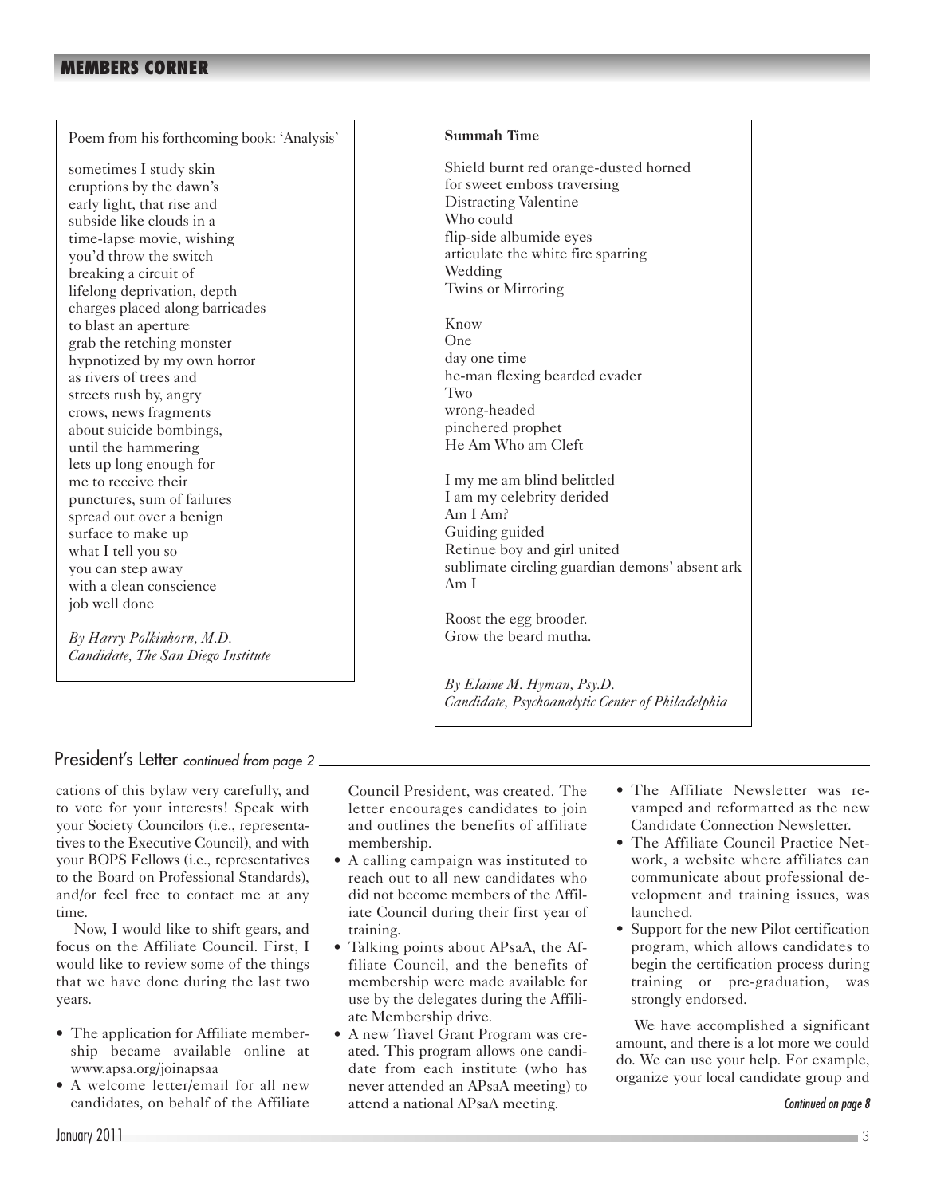## MEMBERS CORNER

Poem from his forthcoming book: 'Analysis'

sometimes I study skin
eruptions by the dawn's
early light, that rise and
subside like clouds in a
time-lapse movie, wishing
you'd throw the switch
breaking a circuit of
lifelong deprivation, depth
charges placed along barricades
to blast an aperture
grab the retching monster
hypnotized by my own horror
as rivers of trees and
streets rush by, angry
crows, news fragments
about suicide bombings,
until the hammering
lets up long enough for
me to receive their
punctures, sum of failures
spread out over a benign
surface to make up
what I tell you so
you can step away
with a clean conscience
job well done

*By Harry Polkinhorn, M.D.*
*Candidate, The San Diego Institute*

**Summah Time**

Shield burnt red orange-dusted horned
for sweet emboss traversing
Distracting Valentine
Who could
flip-side albumide eyes
articulate the white fire sparring
Wedding
Twins or Mirroring

Know
One
day one time
he-man flexing bearded evader
Two
wrong-headed
pinchered prophet
He Am Who am Cleft

I my me am blind belittled
I am my celebrity derided
Am I Am?
Guiding guided
Retinue boy and girl united
sublimate circling guardian demons' absent ark
Am I

Roost the egg brooder.
Grow the beard mutha.

*By Elaine M. Hyman, Psy.D.*
*Candidate, Psychoanalytic Center of Philadelphia*

## President's Letter *continued from page 2*

cations of this bylaw very carefully, and to vote for your interests! Speak with your Society Councilors (i.e., representatives to the Executive Council), and with your BOPS Fellows (i.e., representatives to the Board on Professional Standards), and/or feel free to contact me at any time.

Now, I would like to shift gears, and focus on the Affiliate Council. First, I would like to review some of the things that we have done during the last two years.

- The application for Affiliate membership became available online at www.apsa.org/joinapsaa
- A welcome letter/email for all new candidates, on behalf of the Affiliate Council President, was created. The letter encourages candidates to join and outlines the benefits of affiliate membership.
- A calling campaign was instituted to reach out to all new candidates who did not become members of the Affiliate Council during their first year of training.
- Talking points about APsaA, the Affiliate Council, and the benefits of membership were made available for use by the delegates during the Affiliate Membership drive.
- A new Travel Grant Program was created. This program allows one candidate from each institute (who has never attended an APsaA meeting) to attend a national APsaA meeting.
- The Affiliate Newsletter was revamped and reformatted as the new Candidate Connection Newsletter.
- The Affiliate Council Practice Network, a website where affiliates can communicate about professional development and training issues, was launched.
- Support for the new Pilot certification program, which allows candidates to begin the certification process during training or pre-graduation, was strongly endorsed.

We have accomplished a significant amount, and there is a lot more we could do. We can use your help. For example, organize your local candidate group and

*Continued on page 8*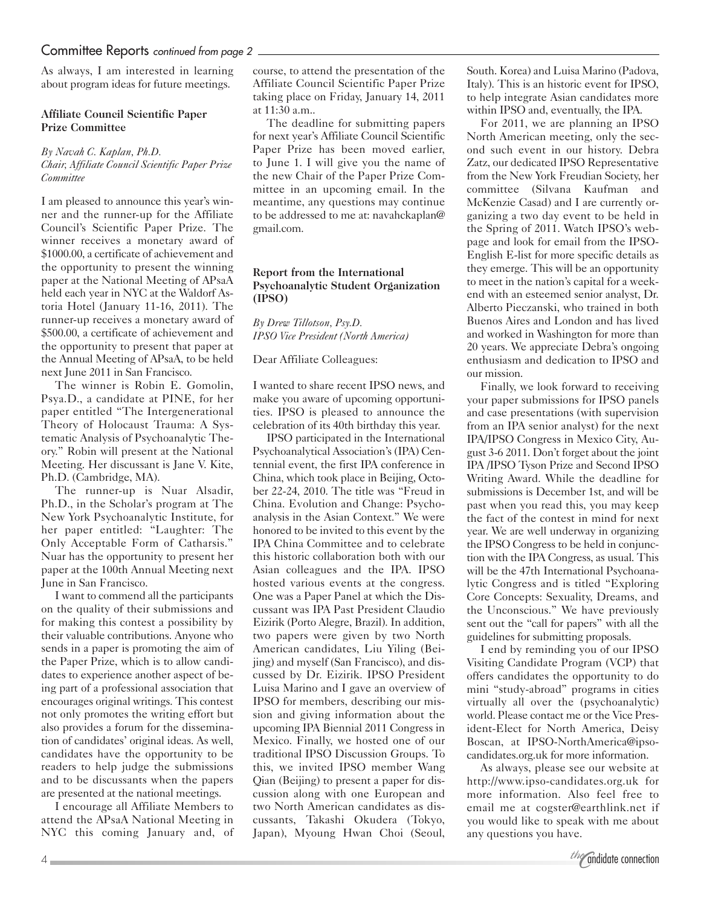## Committee Reports *continued from page 2*

As always, I am interested in learning about program ideas for future meetings.

### Affiliate Council Scientific Paper Prize Committee

*By Navah C. Kaplan, Ph.D.*
*Chair, Affiliate Council Scientific Paper Prize Committee*

I am pleased to announce this year's winner and the runner-up for the Affiliate Council's Scientific Paper Prize. The winner receives a monetary award of $1000.00, a certificate of achievement and the opportunity to present the winning paper at the National Meeting of APsaA held each year in NYC at the Waldorf Astoria Hotel (January 11-16, 2011). The runner-up receives a monetary award of $500.00, a certificate of achievement and the opportunity to present that paper at the Annual Meeting of APsaA, to be held next June 2011 in San Francisco.

The winner is Robin E. Gomolin, Psya.D., a candidate at PINE, for her paper entitled "The Intergenerational Theory of Holocaust Trauma: A Systematic Analysis of Psychoanalytic Theory." Robin will present at the National Meeting. Her discussant is Jane V. Kite, Ph.D. (Cambridge, MA).

The runner-up is Nuar Alsadir, Ph.D., in the Scholar's program at The New York Psychoanalytic Institute, for her paper entitled: "Laughter: The Only Acceptable Form of Catharsis." Nuar has the opportunity to present her paper at the 100th Annual Meeting next June in San Francisco.

I want to commend all the participants on the quality of their submissions and for making this contest a possibility by their valuable contributions. Anyone who sends in a paper is promoting the aim of the Paper Prize, which is to allow candidates to experience another aspect of being part of a professional association that encourages original writings. This contest not only promotes the writing effort but also provides a forum for the dissemination of candidates' original ideas. As well, candidates have the opportunity to be readers to help judge the submissions and to be discussants when the papers are presented at the national meetings.

I encourage all Affiliate Members to attend the APsaA National Meeting in NYC this coming January and, of course, to attend the presentation of the Affiliate Council Scientific Paper Prize taking place on Friday, January 14, 2011 at 11:30 a.m..

The deadline for submitting papers for next year's Affiliate Council Scientific Paper Prize has been moved earlier, to June 1. I will give you the name of the new Chair of the Paper Prize Committee in an upcoming email. In the meantime, any questions may continue to be addressed to me at: navahckaplan@gmail.com.

### Report from the International Psychoanalytic Student Organization (IPSO)

*By Drew Tillotson, Psy.D.*
*IPSO Vice President (North America)*

Dear Affiliate Colleagues:

I wanted to share recent IPSO news, and make you aware of upcoming opportunities. IPSO is pleased to announce the celebration of its 40th birthday this year.

IPSO participated in the International Psychoanalytical Association's (IPA) Centennial event, the first IPA conference in China, which took place in Beijing, October 22-24, 2010. The title was "Freud in China. Evolution and Change: Psychoanalysis in the Asian Context." We were honored to be invited to this event by the IPA China Committee and to celebrate this historic collaboration both with our Asian colleagues and the IPA. IPSO hosted various events at the congress. One was a Paper Panel at which the Discussant was IPA Past President Claudio Eizirik (Porto Alegre, Brazil). In addition, two papers were given by two North American candidates, Liu Yiling (Beijing) and myself (San Francisco), and discussed by Dr. Eizirik. IPSO President Luisa Marino and I gave an overview of IPSO for members, describing our mission and giving information about the upcoming IPA Biennial 2011 Congress in Mexico. Finally, we hosted one of our traditional IPSO Discussion Groups. To this, we invited IPSO member Wang Qian (Beijing) to present a paper for discussion along with one European and two North American candidates as discussants, Takashi Okudera (Tokyo, Japan), Myoung Hwan Choi (Seoul, South. Korea) and Luisa Marino (Padova, Italy). This is an historic event for IPSO, to help integrate Asian candidates more within IPSO and, eventually, the IPA.

For 2011, we are planning an IPSO North American meeting, only the second such event in our history. Debra Zatz, our dedicated IPSO Representative from the New York Freudian Society, her committee (Silvana Kaufman and McKenzie Casad) and I are currently organizing a two day event to be held in the Spring of 2011. Watch IPSO's webpage and look for email from the IPSO-English E-list for more specific details as they emerge. This will be an opportunity to meet in the nation's capital for a weekend with an esteemed senior analyst, Dr. Alberto Pieczanski, who trained in both Buenos Aires and London and has lived and worked in Washington for more than 20 years. We appreciate Debra's ongoing enthusiasm and dedication to IPSO and our mission.

Finally, we look forward to receiving your paper submissions for IPSO panels and case presentations (with supervision from an IPA senior analyst) for the next IPA/IPSO Congress in Mexico City, August 3-6 2011. Don't forget about the joint IPA /IPSO Tyson Prize and Second IPSO Writing Award. While the deadline for submissions is December 1st, and will be past when you read this, you may keep the fact of the contest in mind for next year. We are well underway in organizing the IPSO Congress to be held in conjunction with the IPA Congress, as usual. This will be the 47th International Psychoanalytic Congress and is titled "Exploring Core Concepts: Sexuality, Dreams, and the Unconscious." We have previously sent out the "call for papers" with all the guidelines for submitting proposals.

I end by reminding you of our IPSO Visiting Candidate Program (VCP) that offers candidates the opportunity to do mini "study-abroad" programs in cities virtually all over the (psychoanalytic) world. Please contact me or the Vice President-Elect for North America, Deisy Boscan, at IPSO-NorthAmerica@ipso-candidates.org.uk for more information.

As always, please see our website at http://www.ipso-candidates.org.uk for more information. Also feel free to email me at cogster@earthlink.net if you would like to speak with me about any questions you have.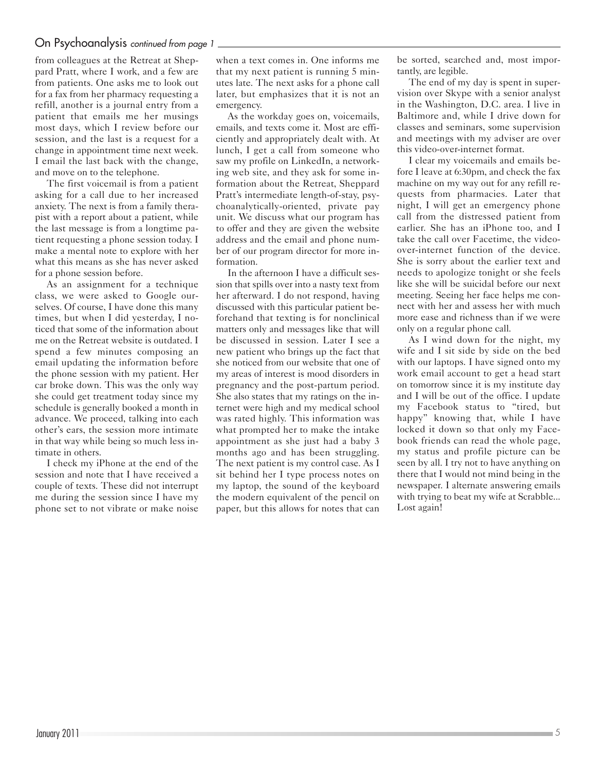## On Psychoanalysis *continued from page 1*

from colleagues at the Retreat at Sheppard Pratt, where I work, and a few are from patients. One asks me to look out for a fax from her pharmacy requesting a refill, another is a journal entry from a patient that emails me her musings most days, which I review before our session, and the last is a request for a change in appointment time next week. I email the last back with the change, and move on to the telephone.

The first voicemail is from a patient asking for a call due to her increased anxiety. The next is from a family therapist with a report about a patient, while the last message is from a longtime patient requesting a phone session today. I make a mental note to explore with her what this means as she has never asked for a phone session before.

As an assignment for a technique class, we were asked to Google ourselves. Of course, I have done this many times, but when I did yesterday, I noticed that some of the information about me on the Retreat website is outdated. I spend a few minutes composing an email updating the information before the phone session with my patient. Her car broke down. This was the only way she could get treatment today since my schedule is generally booked a month in advance. We proceed, talking into each other's ears, the session more intimate in that way while being so much less intimate in others.

I check my iPhone at the end of the session and note that I have received a couple of texts. These did not interrupt me during the session since I have my phone set to not vibrate or make noise when a text comes in. One informs me that my next patient is running 5 minutes late. The next asks for a phone call later, but emphasizes that it is not an emergency.

As the workday goes on, voicemails, emails, and texts come it. Most are efficiently and appropriately dealt with. At lunch, I get a call from someone who saw my profile on LinkedIn, a networking web site, and they ask for some information about the Retreat, Sheppard Pratt's intermediate length-of-stay, psychoanalytically-oriented, private pay unit. We discuss what our program has to offer and they are given the website address and the email and phone number of our program director for more information.

In the afternoon I have a difficult session that spills over into a nasty text from her afterward. I do not respond, having discussed with this particular patient beforehand that texting is for nonclinical matters only and messages like that will be discussed in session. Later I see a new patient who brings up the fact that she noticed from our website that one of my areas of interest is mood disorders in pregnancy and the post-partum period. She also states that my ratings on the internet were high and my medical school was rated highly. This information was what prompted her to make the intake appointment as she just had a baby 3 months ago and has been struggling. The next patient is my control case. As I sit behind her I type process notes on my laptop, the sound of the keyboard the modern equivalent of the pencil on paper, but this allows for notes that can be sorted, searched and, most importantly, are legible.

The end of my day is spent in supervision over Skype with a senior analyst in the Washington, D.C. area. I live in Baltimore and, while I drive down for classes and seminars, some supervision and meetings with my adviser are over this video-over-internet format.

I clear my voicemails and emails before I leave at 6:30pm, and check the fax machine on my way out for any refill requests from pharmacies. Later that night, I will get an emergency phone call from the distressed patient from earlier. She has an iPhone too, and I take the call over Facetime, the video-over-internet function of the device. She is sorry about the earlier text and needs to apologize tonight or she feels like she will be suicidal before our next meeting. Seeing her face helps me connect with her and assess her with much more ease and richness than if we were only on a regular phone call.

As I wind down for the night, my wife and I sit side by side on the bed with our laptops. I have signed onto my work email account to get a head start on tomorrow since it is my institute day and I will be out of the office. I update my Facebook status to "tired, but happy" knowing that, while I have locked it down so that only my Facebook friends can read the whole page, my status and profile picture can be seen by all. I try not to have anything on there that I would not mind being in the newspaper. I alternate answering emails with trying to beat my wife at Scrabble... Lost again!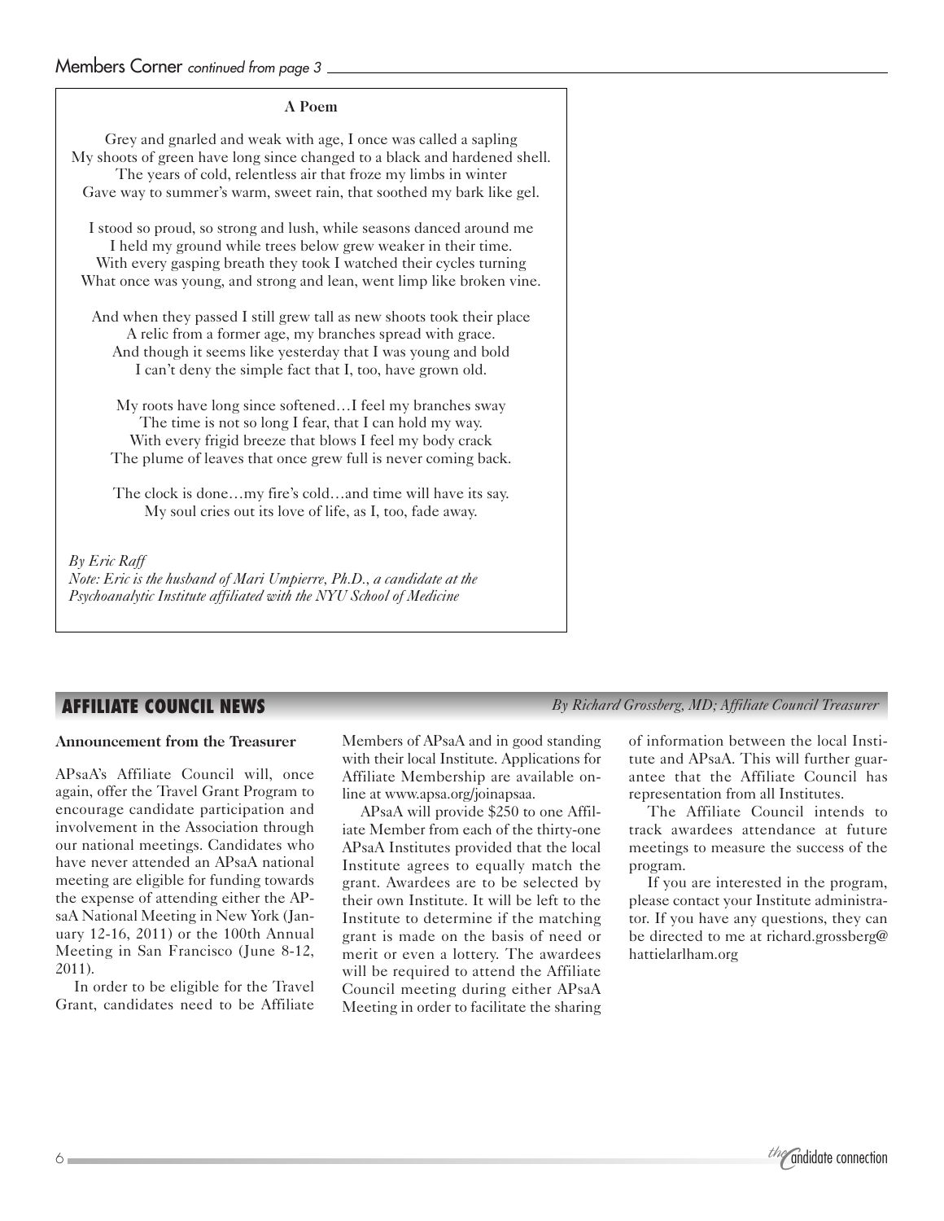## Members Corner *continued from page 3*

### A Poem

Grey and gnarled and weak with age, I once was called a sapling
My shoots of green have long since changed to a black and hardened shell.
The years of cold, relentless air that froze my limbs in winter
Gave way to summer's warm, sweet rain, that soothed my bark like gel.

I stood so proud, so strong and lush, while seasons danced around me
I held my ground while trees below grew weaker in their time.
With every gasping breath they took I watched their cycles turning
What once was young, and strong and lean, went limp like broken vine.

And when they passed I still grew tall as new shoots took their place
A relic from a former age, my branches spread with grace.
And though it seems like yesterday that I was young and bold
I can't deny the simple fact that I, too, have grown old.

My roots have long since softened…I feel my branches sway
The time is not so long I fear, that I can hold my way.
With every frigid breeze that blows I feel my body crack
The plume of leaves that once grew full is never coming back.

The clock is done…my fire's cold…and time will have its say.
My soul cries out its love of life, as I, too, fade away.

*By Eric Raff*
*Note: Eric is the husband of Mari Umpierre, Ph.D., a candidate at the Psychoanalytic Institute affiliated with the NYU School of Medicine*

## AFFILIATE COUNCIL NEWS

*By Richard Grossberg, MD; Affiliate Council Treasurer*

**Announcement from the Treasurer**

APsaA's Affiliate Council will, once again, offer the Travel Grant Program to encourage candidate participation and involvement in the Association through our national meetings. Candidates who have never attended an APsaA national meeting are eligible for funding towards the expense of attending either the APsaA National Meeting in New York (January 12-16, 2011) or the 100th Annual Meeting in San Francisco (June 8-12, 2011).

In order to be eligible for the Travel Grant, candidates need to be Affiliate Members of APsaA and in good standing with their local Institute. Applications for Affiliate Membership are available online at www.apsa.org/joinapsaa.

APsaA will provide $250 to one Affiliate Member from each of the thirty-one APsaA Institutes provided that the local Institute agrees to equally match the grant. Awardees are to be selected by their own Institute. It will be left to the Institute to determine if the matching grant is made on the basis of need or merit or even a lottery. The awardees will be required to attend the Affiliate Council meeting during either APsaA Meeting in order to facilitate the sharing of information between the local Institute and APsaA. This will further guarantee that the Affiliate Council has representation from all Institutes.

The Affiliate Council intends to track awardees attendance at future meetings to measure the success of the program.

If you are interested in the program, please contact your Institute administrator. If you have any questions, they can be directed to me at richard.grossberg@hattielarlham.org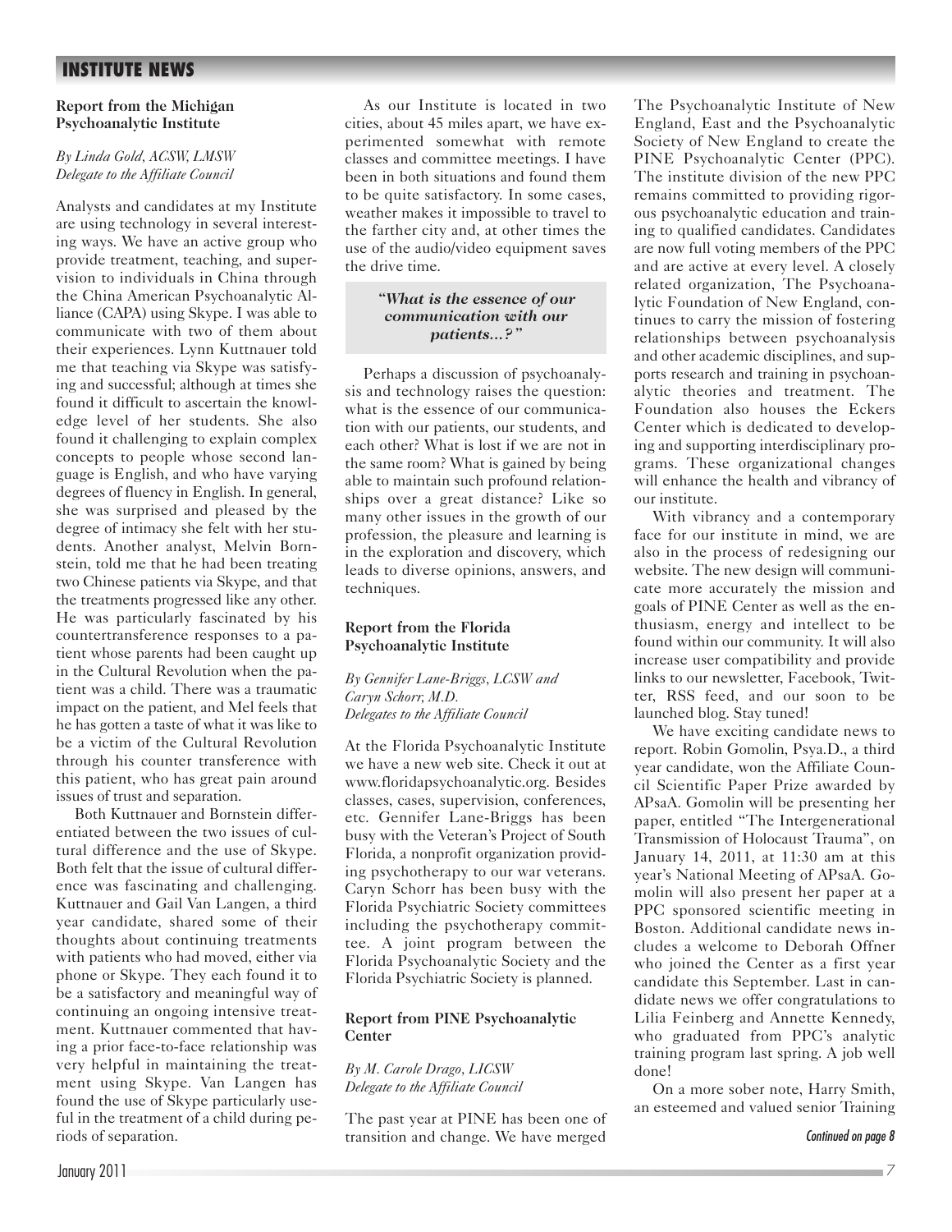## INSTITUTE NEWS

### Report from the Michigan Psychoanalytic Institute

*By Linda Gold, ACSW, LMSW*
*Delegate to the Affiliate Council*

Analysts and candidates at my Institute are using technology in several interesting ways. We have an active group who provide treatment, teaching, and supervision to individuals in China through the China American Psychoanalytic Alliance (CAPA) using Skype. I was able to communicate with two of them about their experiences. Lynn Kuttnauer told me that teaching via Skype was satisfying and successful; although at times she found it difficult to ascertain the knowledge level of her students. She also found it challenging to explain complex concepts to people whose second language is English, and who have varying degrees of fluency in English. In general, she was surprised and pleased by the degree of intimacy she felt with her students. Another analyst, Melvin Bornstein, told me that he had been treating two Chinese patients via Skype, and that the treatments progressed like any other. He was particularly fascinated by his countertransference responses to a patient whose parents had been caught up in the Cultural Revolution when the patient was a child. There was a traumatic impact on the patient, and Mel feels that he has gotten a taste of what it was like to be a victim of the Cultural Revolution through his counter transference with this patient, who has great pain around issues of trust and separation.

Both Kuttnauer and Bornstein differentiated between the two issues of cultural difference and the use of Skype. Both felt that the issue of cultural difference was fascinating and challenging. Kuttnauer and Gail Van Langen, a third year candidate, shared some of their thoughts about continuing treatments with patients who had moved, either via phone or Skype. They each found it to be a satisfactory and meaningful way of continuing an ongoing intensive treatment. Kuttnauer commented that having a prior face-to-face relationship was very helpful in maintaining the treatment using Skype. Van Langen has found the use of Skype particularly useful in the treatment of a child during periods of separation.

As our Institute is located in two cities, about 45 miles apart, we have experimented somewhat with remote classes and committee meetings. I have been in both situations and found them to be quite satisfactory. In some cases, weather makes it impossible to travel to the farther city and, at other times the use of the audio/video equipment saves the drive time.

> ***"What is the essence of our communication with our patients...?"***

Perhaps a discussion of psychoanalysis and technology raises the question: what is the essence of our communication with our patients, our students, and each other? What is lost if we are not in the same room? What is gained by being able to maintain such profound relationships over a great distance? Like so many other issues in the growth of our profession, the pleasure and learning is in the exploration and discovery, which leads to diverse opinions, answers, and techniques.

### Report from the Florida Psychoanalytic Institute

*By Gennifer Lane-Briggs, LCSW and Caryn Schorr, M.D.*
*Delegates to the Affiliate Council*

At the Florida Psychoanalytic Institute we have a new web site. Check it out at www.floridapsychoanalytic.org. Besides classes, cases, supervision, conferences, etc. Gennifer Lane-Briggs has been busy with the Veteran's Project of South Florida, a nonprofit organization providing psychotherapy to our war veterans. Caryn Schorr has been busy with the Florida Psychiatric Society committees including the psychotherapy committee. A joint program between the Florida Psychoanalytic Society and the Florida Psychiatric Society is planned.

### Report from PINE Psychoanalytic Center

*By M. Carole Drago, LICSW*
*Delegate to the Affiliate Council*

The past year at PINE has been one of transition and change. We have merged The Psychoanalytic Institute of New England, East and the Psychoanalytic Society of New England to create the PINE Psychoanalytic Center (PPC). The institute division of the new PPC remains committed to providing rigorous psychoanalytic education and training to qualified candidates. Candidates are now full voting members of the PPC and are active at every level. A closely related organization, The Psychoanalytic Foundation of New England, continues to carry the mission of fostering relationships between psychoanalysis and other academic disciplines, and supports research and training in psychoanalytic theories and treatment. The Foundation also houses the Eckers Center which is dedicated to developing and supporting interdisciplinary programs. These organizational changes will enhance the health and vibrancy of our institute.

With vibrancy and a contemporary face for our institute in mind, we are also in the process of redesigning our website. The new design will communicate more accurately the mission and goals of PINE Center as well as the enthusiasm, energy and intellect to be found within our community. It will also increase user compatibility and provide links to our newsletter, Facebook, Twitter, RSS feed, and our soon to be launched blog. Stay tuned!

We have exciting candidate news to report. Robin Gomolin, Psya.D., a third year candidate, won the Affiliate Council Scientific Paper Prize awarded by APsaA. Gomolin will be presenting her paper, entitled "The Intergenerational Transmission of Holocaust Trauma", on January 14, 2011, at 11:30 am at this year's National Meeting of APsaA. Gomolin will also present her paper at a PPC sponsored scientific meeting in Boston. Additional candidate news includes a welcome to Deborah Offner who joined the Center as a first year candidate this September. Last in candidate news we offer congratulations to Lilia Feinberg and Annette Kennedy, who graduated from PPC's analytic training program last spring. A job well done!

On a more sober note, Harry Smith, an esteemed and valued senior Training

*Continued on page 8*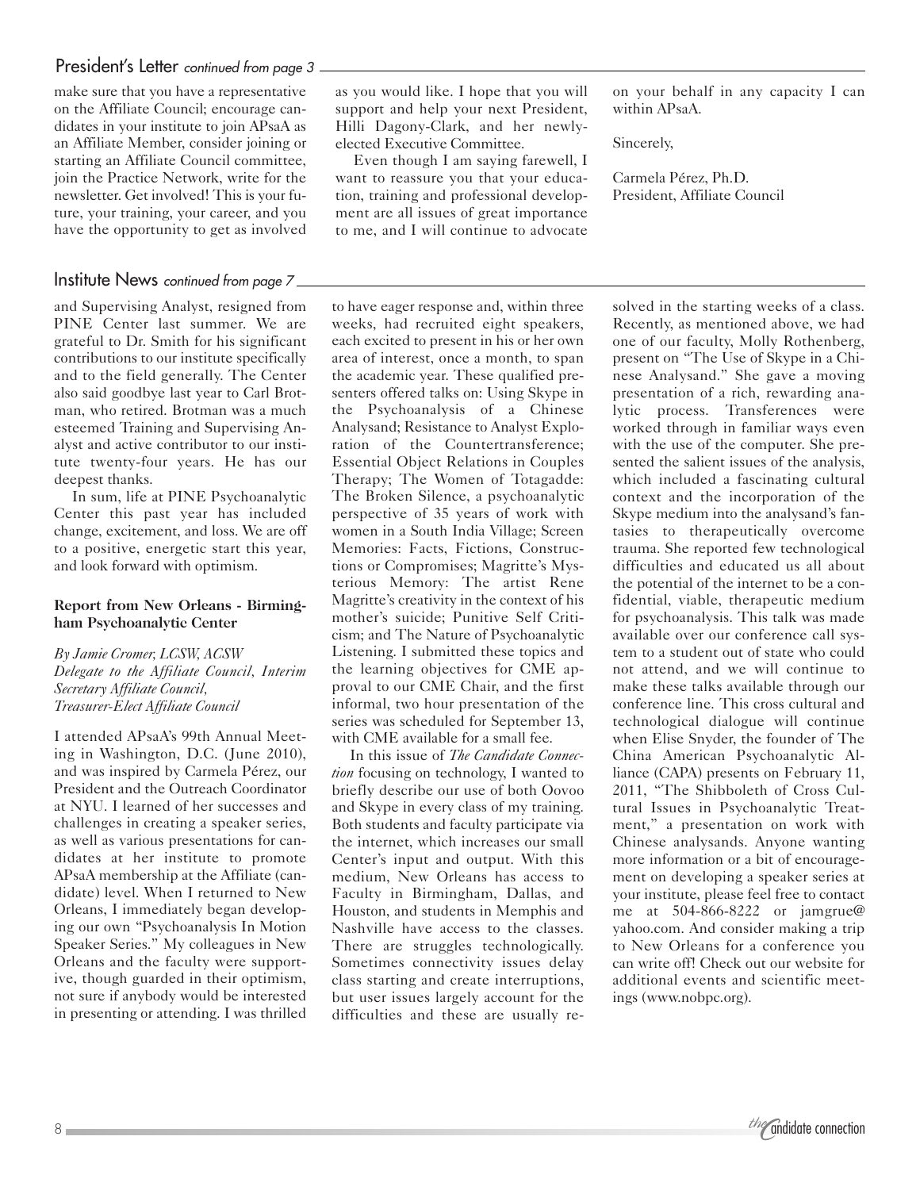## President's Letter *continued from page 3*

make sure that you have a representative on the Affiliate Council; encourage candidates in your institute to join APsaA as an Affiliate Member, consider joining or starting an Affiliate Council committee, join the Practice Network, write for the newsletter. Get involved! This is your future, your training, your career, and you have the opportunity to get as involved as you would like. I hope that you will support and help your next President, Hilli Dagony-Clark, and her newly-elected Executive Committee.

Even though I am saying farewell, I want to reassure you that your education, training and professional development are all issues of great importance to me, and I will continue to advocate on your behalf in any capacity I can within APsaA.

Sincerely,

Carmela Pérez, Ph.D.
President, Affiliate Council

## Institute News *continued from page 7*

and Supervising Analyst, resigned from PINE Center last summer. We are grateful to Dr. Smith for his significant contributions to our institute specifically and to the field generally. The Center also said goodbye last year to Carl Brotman, who retired. Brotman was a much esteemed Training and Supervising Analyst and active contributor to our institute twenty-four years. He has our deepest thanks.

In sum, life at PINE Psychoanalytic Center this past year has included change, excitement, and loss. We are off to a positive, energetic start this year, and look forward with optimism.

### Report from New Orleans - Birmingham Psychoanalytic Center

*By Jamie Cromer, LCSW, ACSW*
*Delegate to the Affiliate Council, Interim Secretary Affiliate Council, Treasurer-Elect Affiliate Council*

I attended APsaA's 99th Annual Meeting in Washington, D.C. (June 2010), and was inspired by Carmela Pérez, our President and the Outreach Coordinator at NYU. I learned of her successes and challenges in creating a speaker series, as well as various presentations for candidates at her institute to promote APsaA membership at the Affiliate (candidate) level. When I returned to New Orleans, I immediately began developing our own "Psychoanalysis In Motion Speaker Series." My colleagues in New Orleans and the faculty were supportive, though guarded in their optimism, not sure if anybody would be interested in presenting or attending. I was thrilled to have eager response and, within three weeks, had recruited eight speakers, each excited to present in his or her own area of interest, once a month, to span the academic year. These qualified presenters offered talks on: Using Skype in the Psychoanalysis of a Chinese Analysand; Resistance to Analyst Exploration of the Countertransference; Essential Object Relations in Couples Therapy; The Women of Totagadde: The Broken Silence, a psychoanalytic perspective of 35 years of work with women in a South India Village; Screen Memories: Facts, Fictions, Constructions or Compromises; Magritte's Mysterious Memory: The artist Rene Magritte's creativity in the context of his mother's suicide; Punitive Self Criticism; and The Nature of Psychoanalytic Listening. I submitted these topics and the learning objectives for CME approval to our CME Chair, and the first informal, two hour presentation of the series was scheduled for September 13, with CME available for a small fee.

In this issue of *The Candidate Connection* focusing on technology, I wanted to briefly describe our use of both Oovoo and Skype in every class of my training. Both students and faculty participate via the internet, which increases our small Center's input and output. With this medium, New Orleans has access to Faculty in Birmingham, Dallas, and Houston, and students in Memphis and Nashville have access to the classes. There are struggles technologically. Sometimes connectivity issues delay class starting and create interruptions, but user issues largely account for the difficulties and these are usually resolved in the starting weeks of a class. Recently, as mentioned above, we had one of our faculty, Molly Rothenberg, present on "The Use of Skype in a Chinese Analysand." She gave a moving presentation of a rich, rewarding analytic process. Transferences were worked through in familiar ways even with the use of the computer. She presented the salient issues of the analysis, which included a fascinating cultural context and the incorporation of the Skype medium into the analysand's fantasies to therapeutically overcome trauma. She reported few technological difficulties and educated us all about the potential of the internet to be a confidential, viable, therapeutic medium for psychoanalysis. This talk was made available over our conference call system to a student out of state who could not attend, and we will continue to make these talks available through our conference line. This cross cultural and technological dialogue will continue when Elise Snyder, the founder of The China American Psychoanalytic Alliance (CAPA) presents on February 11, 2011, "The Shibboleth of Cross Cultural Issues in Psychoanalytic Treatment," a presentation on work with Chinese analysands. Anyone wanting more information or a bit of encouragement on developing a speaker series at your institute, please feel free to contact me at 504-866-8222 or jamgrue@yahoo.com. And consider making a trip to New Orleans for a conference you can write off! Check out our website for additional events and scientific meetings (www.nobpc.org).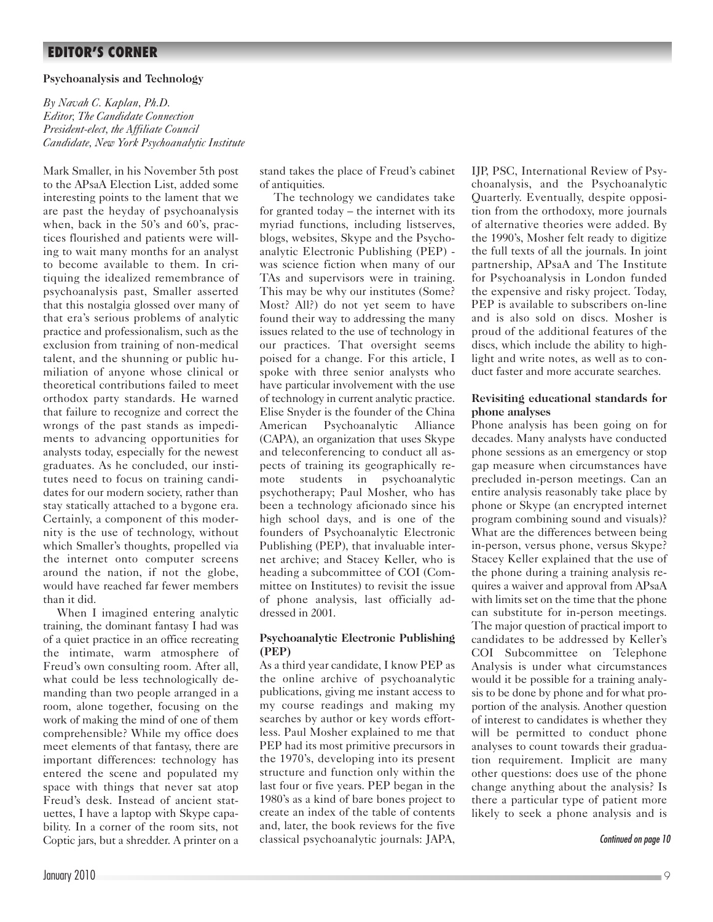## EDITOR'S CORNER

### Psychoanalysis and Technology

*By Navah C. Kaplan, Ph.D.*
*Editor, The Candidate Connection*
*President-elect, the Affiliate Council*
*Candidate, New York Psychoanalytic Institute*

Mark Smaller, in his November 5th post to the APsaA Election List, added some interesting points to the lament that we are past the heyday of psychoanalysis when, back in the 50's and 60's, practices flourished and patients were willing to wait many months for an analyst to become available to them. In critiquing the idealized remembrance of psychoanalysis past, Smaller asserted that this nostalgia glossed over many of that era's serious problems of analytic practice and professionalism, such as the exclusion from training of non-medical talent, and the shunning or public humiliation of anyone whose clinical or theoretical contributions failed to meet orthodox party standards. He warned that failure to recognize and correct the wrongs of the past stands as impediments to advancing opportunities for analysts today, especially for the newest graduates. As he concluded, our institutes need to focus on training candidates for our modern society, rather than stay statically attached to a bygone era. Certainly, a component of this modernity is the use of technology, without which Smaller's thoughts, propelled via the internet onto computer screens around the nation, if not the globe, would have reached far fewer members than it did.

When I imagined entering analytic training, the dominant fantasy I had was of a quiet practice in an office recreating the intimate, warm atmosphere of Freud's own consulting room. After all, what could be less technologically demanding than two people arranged in a room, alone together, focusing on the work of making the mind of one of them comprehensible? While my office does meet elements of that fantasy, there are important differences: technology has entered the scene and populated my space with things that never sat atop Freud's desk. Instead of ancient statuettes, I have a laptop with Skype capability. In a corner of the room sits, not Coptic jars, but a shredder. A printer on a stand takes the place of Freud's cabinet of antiquities.

The technology we candidates take for granted today – the internet with its myriad functions, including listserves, blogs, websites, Skype and the Psychoanalytic Electronic Publishing (PEP) - was science fiction when many of our TAs and supervisors were in training. This may be why our institutes (Some? Most? All?) do not yet seem to have found their way to addressing the many issues related to the use of technology in our practices. That oversight seems poised for a change. For this article, I spoke with three senior analysts who have particular involvement with the use of technology in current analytic practice. Elise Snyder is the founder of the China American Psychoanalytic Alliance (CAPA), an organization that uses Skype and teleconferencing to conduct all aspects of training its geographically remote students in psychoanalytic psychotherapy; Paul Mosher, who has been a technology aficionado since his high school days, and is one of the founders of Psychoanalytic Electronic Publishing (PEP), that invaluable internet archive; and Stacey Keller, who is heading a subcommittee of COI (Committee on Institutes) to revisit the issue of phone analysis, last officially addressed in 2001.

### Psychoanalytic Electronic Publishing (PEP)

As a third year candidate, I know PEP as the online archive of psychoanalytic publications, giving me instant access to my course readings and making my searches by author or key words effortless. Paul Mosher explained to me that PEP had its most primitive precursors in the 1970's, developing into its present structure and function only within the last four or five years. PEP began in the 1980's as a kind of bare bones project to create an index of the table of contents and, later, the book reviews for the five classical psychoanalytic journals: JAPA, IJP, PSC, International Review of Psychoanalysis, and the Psychoanalytic Quarterly. Eventually, despite opposition from the orthodoxy, more journals of alternative theories were added. By the 1990's, Mosher felt ready to digitize the full texts of all the journals. In joint partnership, APsaA and The Institute for Psychoanalysis in London funded the expensive and risky project. Today, PEP is available to subscribers on-line and is also sold on discs. Mosher is proud of the additional features of the discs, which include the ability to highlight and write notes, as well as to conduct faster and more accurate searches.

### Revisiting educational standards for phone analyses

Phone analysis has been going on for decades. Many analysts have conducted phone sessions as an emergency or stop gap measure when circumstances have precluded in-person meetings. Can an entire analysis reasonably take place by phone or Skype (an encrypted internet program combining sound and visuals)? What are the differences between being in-person, versus phone, versus Skype? Stacey Keller explained that the use of the phone during a training analysis requires a waiver and approval from APsaA with limits set on the time that the phone can substitute for in-person meetings. The major question of practical import to candidates to be addressed by Keller's COI Subcommittee on Telephone Analysis is under what circumstances would it be possible for a training analysis to be done by phone and for what proportion of the analysis. Another question of interest to candidates is whether they will be permitted to conduct phone analyses to count towards their graduation requirement. Implicit are many other questions: does use of the phone change anything about the analysis? Is there a particular type of patient more likely to seek a phone analysis and is

*Continued on page 10*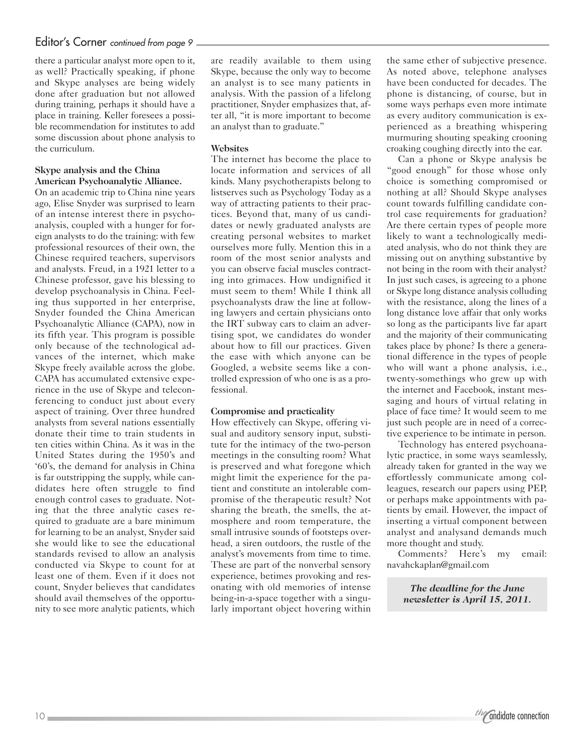there a particular analyst more open to it, as well? Practically speaking, if phone and Skype analyses are being widely done after graduation but not allowed during training, perhaps it should have a place in training. Keller foresees a possible recommendation for institutes to add some discussion about phone analysis to the curriculum.

**Skype analysis and the China American Psychoanalytic Alliance.**

On an academic trip to China nine years ago, Elise Snyder was surprised to learn of an intense interest there in psychoanalysis, coupled with a hunger for foreign analysts to do the training: with few professional resources of their own, the Chinese required teachers, supervisors and analysts. Freud, in a 1921 letter to a Chinese professor, gave his blessing to develop psychoanalysis in China. Feeling thus supported in her enterprise, Snyder founded the China American Psychoanalytic Alliance (CAPA), now in its fifth year. This program is possible only because of the technological advances of the internet, which make Skype freely available across the globe. CAPA has accumulated extensive experience in the use of Skype and teleconferencing to conduct just about every aspect of training. Over three hundred analysts from several nations essentially donate their time to train students in ten cities within China. As it was in the United States during the 1950's and '60's, the demand for analysis in China is far outstripping the supply, while candidates here often struggle to find enough control cases to graduate. Noting that the three analytic cases required to graduate are a bare minimum for learning to be an analyst, Snyder said she would like to see the educational standards revised to allow an analysis conducted via Skype to count for at least one of them. Even if it does not count, Snyder believes that candidates should avail themselves of the opportunity to see more analytic patients, which are readily available to them using Skype, because the only way to become an analyst is to see many patients in analysis. With the passion of a lifelong practitioner, Snyder emphasizes that, after all, "it is more important to become an analyst than to graduate."

**Websites**

The internet has become the place to locate information and services of all kinds. Many psychotherapists belong to listserves such as Psychology Today as a way of attracting patients to their practices. Beyond that, many of us candidates or newly graduated analysts are creating personal websites to market ourselves more fully. Mention this in a room of the most senior analysts and you can observe facial muscles contracting into grimaces. How undignified it must seem to them! While I think all psychoanalysts draw the line at following lawyers and certain physicians onto the IRT subway cars to claim an advertising spot, we candidates do wonder about how to fill our practices. Given the ease with which anyone can be Googled, a website seems like a controlled expression of who one is as a professional.

**Compromise and practicality**

How effectively can Skype, offering visual and auditory sensory input, substitute for the intimacy of the two-person meetings in the consulting room? What is preserved and what foregone which might limit the experience for the patient and constitute an intolerable compromise of the therapeutic result? Not sharing the breath, the smells, the atmosphere and room temperature, the small intrusive sounds of footsteps overhead, a siren outdoors, the rustle of the analyst's movements from time to time. These are part of the nonverbal sensory experience, betimes provoking and resonating with old memories of intense being-in-a-space together with a singularly important object hovering within the same ether of subjective presence. As noted above, telephone analyses have been conducted for decades. The phone is distancing, of course, but in some ways perhaps even more intimate as every auditory communication is experienced as a breathing whispering murmuring shouting speaking crooning croaking coughing directly into the ear.

Can a phone or Skype analysis be "good enough" for those whose only choice is something compromised or nothing at all? Should Skype analyses count towards fulfilling candidate control case requirements for graduation? Are there certain types of people more likely to want a technologically mediated analysis, who do not think they are missing out on anything substantive by not being in the room with their analyst? In just such cases, is agreeing to a phone or Skype long distance analysis colluding with the resistance, along the lines of a long distance love affair that only works so long as the participants live far apart and the majority of their communicating takes place by phone? Is there a generational difference in the types of people who will want a phone analysis, i.e., twenty-somethings who grew up with the internet and Facebook, instant messaging and hours of virtual relating in place of face time? It would seem to me just such people are in need of a corrective experience to be intimate in person.

Technology has entered psychoanalytic practice, in some ways seamlessly, already taken for granted in the way we effortlessly communicate among colleagues, research our papers using PEP, or perhaps make appointments with patients by email. However, the impact of inserting a virtual component between analyst and analysand demands much more thought and study.

Comments? Here's my email: navahckaplan@gmail.com

***The deadline for the June newsletter is April 15, 2011.***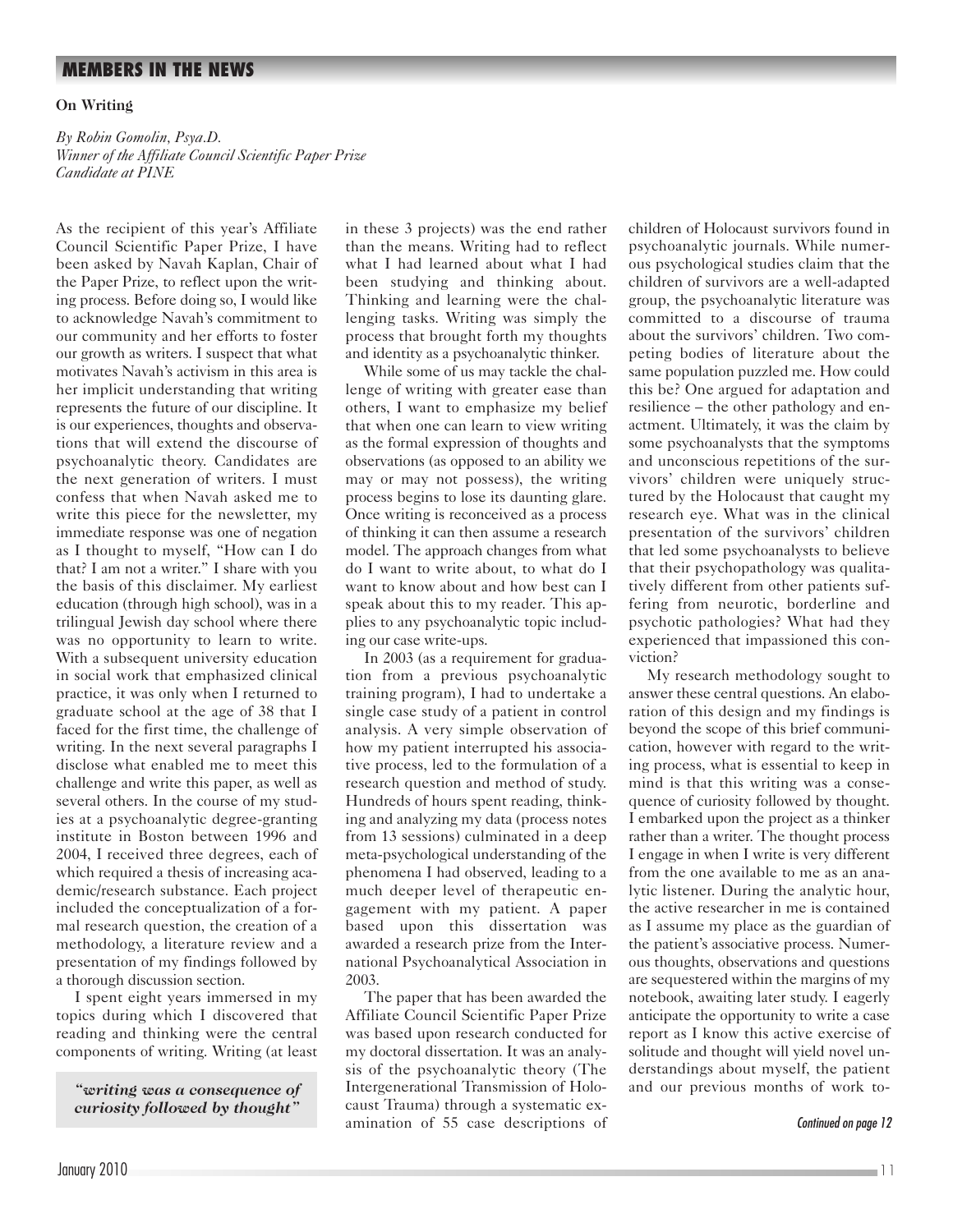## MEMBERS IN THE NEWS

**On Writing**

*By Robin Gomolin, Psya.D.*
*Winner of the Affiliate Council Scientific Paper Prize*
*Candidate at PINE*

As the recipient of this year's Affiliate Council Scientific Paper Prize, I have been asked by Navah Kaplan, Chair of the Paper Prize, to reflect upon the writing process. Before doing so, I would like to acknowledge Navah's commitment to our community and her efforts to foster our growth as writers. I suspect that what motivates Navah's activism in this area is her implicit understanding that writing represents the future of our discipline. It is our experiences, thoughts and observations that will extend the discourse of psychoanalytic theory. Candidates are the next generation of writers. I must confess that when Navah asked me to write this piece for the newsletter, my immediate response was one of negation as I thought to myself, "How can I do that? I am not a writer." I share with you the basis of this disclaimer. My earliest education (through high school), was in a trilingual Jewish day school where there was no opportunity to learn to write. With a subsequent university education in social work that emphasized clinical practice, it was only when I returned to graduate school at the age of 38 that I faced for the first time, the challenge of writing. In the next several paragraphs I disclose what enabled me to meet this challenge and write this paper, as well as several others. In the course of my studies at a psychoanalytic degree-granting institute in Boston between 1996 and 2004, I received three degrees, each of which required a thesis of increasing academic/research substance. Each project included the conceptualization of a formal research question, the creation of a methodology, a literature review and a presentation of my findings followed by a thorough discussion section.

I spent eight years immersed in my topics during which I discovered that reading and thinking were the central components of writing. Writing (at least in these 3 projects) was the end rather than the means. Writing had to reflect what I had learned about what I had been studying and thinking about. Thinking and learning were the challenging tasks. Writing was simply the process that brought forth my thoughts and identity as a psychoanalytic thinker.

> ***"writing was a consequence of curiosity followed by thought"***

While some of us may tackle the challenge of writing with greater ease than others, I want to emphasize my belief that when one can learn to view writing as the formal expression of thoughts and observations (as opposed to an ability we may or may not possess), the writing process begins to lose its daunting glare. Once writing is reconceived as a process of thinking it can then assume a research model. The approach changes from what do I want to write about, to what do I want to know about and how best can I speak about this to my reader. This applies to any psychoanalytic topic including our case write-ups.

In 2003 (as a requirement for graduation from a previous psychoanalytic training program), I had to undertake a single case study of a patient in control analysis. A very simple observation of how my patient interrupted his associative process, led to the formulation of a research question and method of study. Hundreds of hours spent reading, thinking and analyzing my data (process notes from 13 sessions) culminated in a deep meta-psychological understanding of the phenomena I had observed, leading to a much deeper level of therapeutic engagement with my patient. A paper based upon this dissertation was awarded a research prize from the International Psychoanalytical Association in 2003.

The paper that has been awarded the Affiliate Council Scientific Paper Prize was based upon research conducted for my doctoral dissertation. It was an analysis of the psychoanalytic theory (The Intergenerational Transmission of Holocaust Trauma) through a systematic examination of 55 case descriptions of children of Holocaust survivors found in psychoanalytic journals. While numerous psychological studies claim that the children of survivors are a well-adapted group, the psychoanalytic literature was committed to a discourse of trauma about the survivors' children. Two competing bodies of literature about the same population puzzled me. How could this be? One argued for adaptation and resilience – the other pathology and enactment. Ultimately, it was the claim by some psychoanalysts that the symptoms and unconscious repetitions of the survivors' children were uniquely structured by the Holocaust that caught my research eye. What was in the clinical presentation of the survivors' children that led some psychoanalysts to believe that their psychopathology was qualitatively different from other patients suffering from neurotic, borderline and psychotic pathologies? What had they experienced that impassioned this conviction?

My research methodology sought to answer these central questions. An elaboration of this design and my findings is beyond the scope of this brief communication, however with regard to the writing process, what is essential to keep in mind is that this writing was a consequence of curiosity followed by thought. I embarked upon the project as a thinker rather than a writer. The thought process I engage in when I write is very different from the one available to me as an analytic listener. During the analytic hour, the active researcher in me is contained as I assume my place as the guardian of the patient's associative process. Numerous thoughts, observations and questions are sequestered within the margins of my notebook, awaiting later study. I eagerly anticipate the opportunity to write a case report as I know this active exercise of solitude and thought will yield novel understandings about myself, the patient and our previous months of work to-

*Continued on page 12*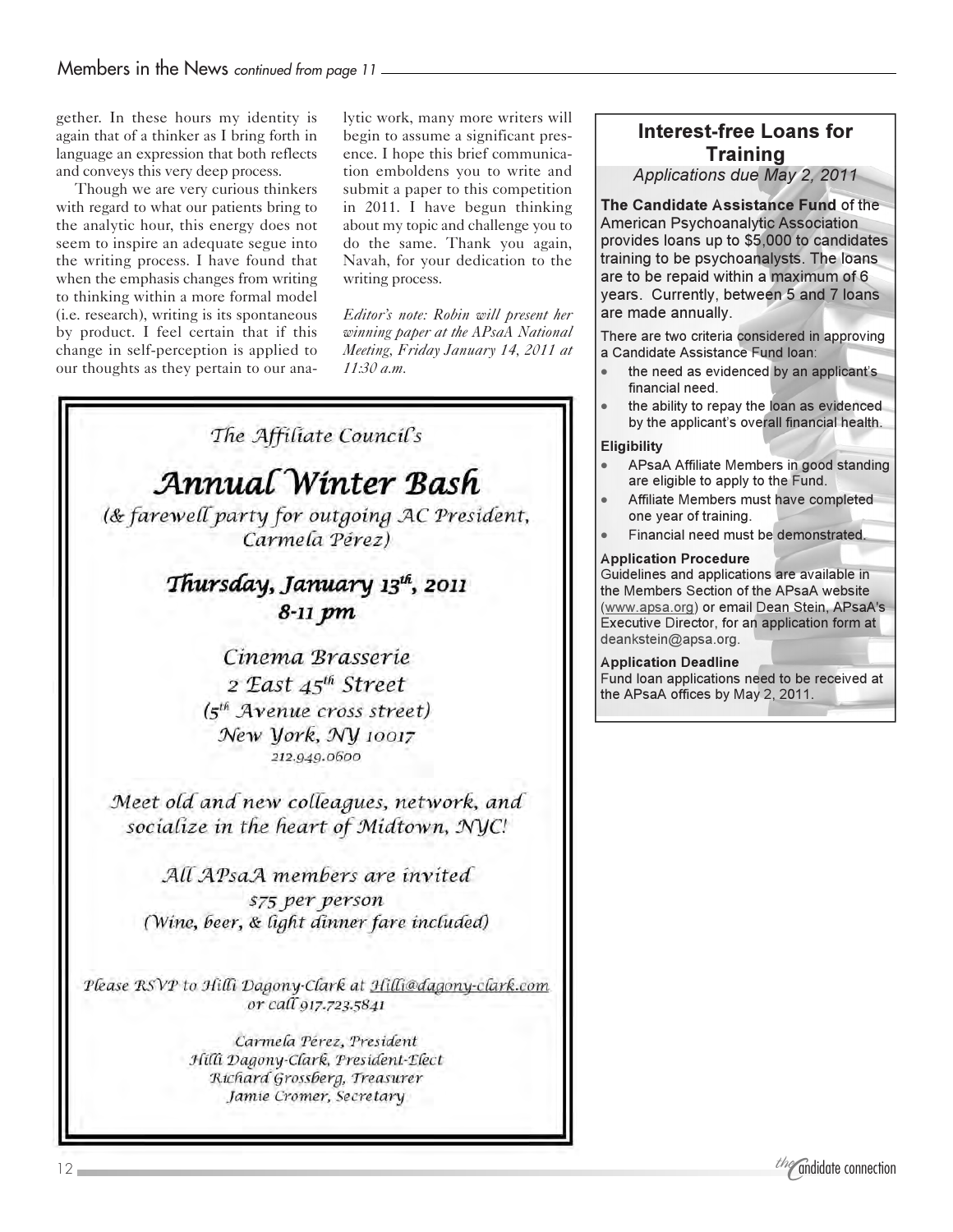## Members in the News *continued from page 11*

gether. In these hours my identity is again that of a thinker as I bring forth in language an expression that both reflects and conveys this very deep process.

Though we are very curious thinkers with regard to what our patients bring to the analytic hour, this energy does not seem to inspire an adequate segue into the writing process. I have found that when the emphasis changes from writing to thinking within a more formal model (i.e. research), writing is its spontaneous by product. I feel certain that if this change in self-perception is applied to our thoughts as they pertain to our analytic work, many more writers will begin to assume a significant presence. I hope this brief communication emboldens you to write and submit a paper to this competition in 2011. I have begun thinking about my topic and challenge you to do the same. Thank you again, Navah, for your dedication to the writing process.

*Editor's note: Robin will present her winning paper at the APsaA National Meeting, Friday January 14, 2011 at 11:30 a.m.*

---

The Affiliate Council's

# Annual Winter Bash

(& farewell party for outgoing AC President, Carmela Pérez)

**Thursday, January 13th, 2011**
**8-11 pm**

Cinema Brasserie
2 East 45th Street
(5th Avenue cross street)
New York, NY 10017
212.949.0600

Meet old and new colleagues, network, and socialize in the heart of Midtown, NYC!

All APsaA members are invited
$75 per person
(Wine, beer, & light dinner fare included)

Please RSVP to Hilli Dagony-Clark at Hilli@dagony-clark.com or call 917.723.5841

Carmela Pérez, President
Hilli Dagony-Clark, President-Elect
Richard Grossberg, Treasurer
Jamie Cromer, Secretary

---

## Interest-free Loans for Training

*Applications due May 2, 2011*

**The Candidate Assistance Fund** of the American Psychoanalytic Association provides loans up to $5,000 to candidates training to be psychoanalysts. The loans are to be repaid within a maximum of 6 years. Currently, between 5 and 7 loans are made annually.

There are two criteria considered in approving a Candidate Assistance Fund loan:

- the need as evidenced by an applicant's financial need.
- the ability to repay the loan as evidenced by the applicant's overall financial health.

**Eligibility**

- APsaA Affiliate Members in good standing are eligible to apply to the Fund.
- Affiliate Members must have completed one year of training.
- Financial need must be demonstrated.

**Application Procedure**

Guidelines and applications are available in the Members Section of the APsaA website (www.apsa.org) or email Dean Stein, APsaA's Executive Director, for an application form at deankstein@apsa.org.

**Application Deadline**

Fund loan applications need to be received at the APsaA offices by May 2, 2011.